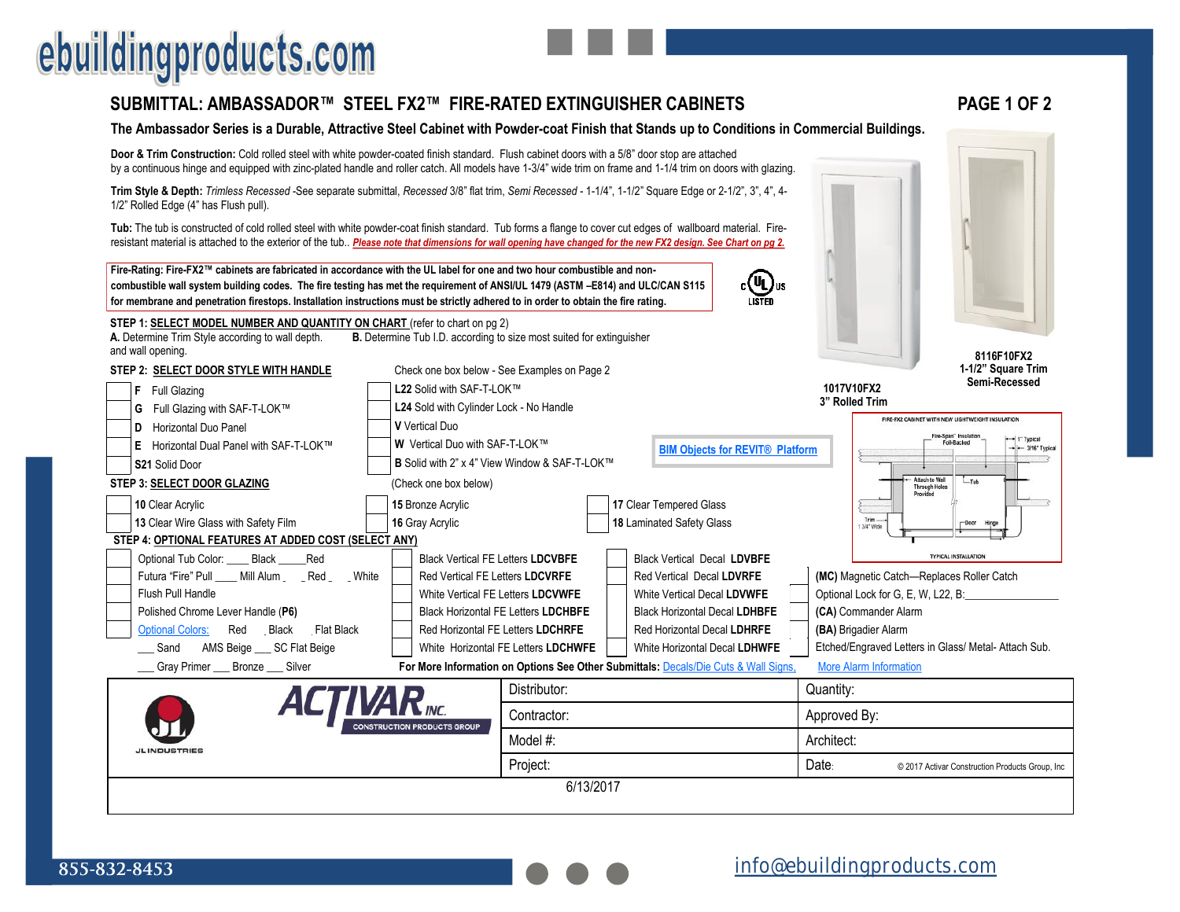# SUBMITTAL: AMBASSADOR™ STEEL FX2™ FIRE-RATED EXTINGUISHER CABINETS

PAGE 1 OF 2

**The Ambassador Series is a Durable, Attractive Steel Cabinet with Powder-coat Finish that Stands up to Conditions in Commercial Buildings.**

**Door & Trim Construction:** Cold rolled steel with white powder-coated finish standard. Flush cabinet doors with a 5/8" door stop are attached by a continuous hinge and equipped with zinc-plated handle and roller catch. All models have 1-3/4" wide trim on frame and 1-1/4 trim on doors with glazing.

**Trim Style & Depth:** *Trimless Recessed* -See separate submittal, *Recessed* 3/8" flat trim, *Semi Recessed* - 1-1/4", 1-1/2" Square Edge or 2-1/2", 3", 4", 4-1/2" Rolled Edge (4" has Flush pull).

**Tub:** The tub is constructed of cold rolled steel with white powder-coat finish standard. Tub forms a flange to cover cut edges of wallboard material. Fire-resistant material is attached to the exterior of the tub.. *Please note that dimensions for wall opening have changed for the new FX2 design. See Chart on pg 2.*

**Fire-Rating: Fire-FX2™ cabinets are fabricated in accordance with the UL label for one and two hour combustible and non-combustible wall system building codes. The fire testing has met the requirement of ANSI/UL 1479 (ASTM –E814) and ULC/CAN S115 for membrane and penetration firestops. Installation instructions must be strictly adhered to in order to obtain the fire rating.**

c UL us LISTED

1017V10FX2
3" Rolled Trim

8116F10FX2
1-1/2" Square Trim
Semi-Recessed

[BIM Objects for REVIT® Platform]

FIRE-FX2 CABINET WITH NEW LIGHTWEIGHT INSULATION — TYPICAL INSTALLATION (Fire-Span™ Insulation Foil-Backed; 1" Typical; 3/16" Typical; Attach to Wall Through Holes Provided; Tub; Trim 1 3/4" Wide; Door; Hinge)

**STEP 1: SELECT MODEL NUMBER AND QUANTITY ON CHART** (refer to chart on pg 2)

**A.** Determine Trim Style according to wall depth. **B.** Determine Tub I.D. according to size most suited for extinguisher and wall opening.

**STEP 2: SELECT DOOR STYLE WITH HANDLE** — Check one box below - See Examples on Page 2

- ☐ **F** Full Glazing
- ☐ **G** Full Glazing with SAF-T-LOK™
- ☐ **D** Horizontal Duo Panel
- ☐ **E** Horizontal Dual Panel with SAF-T-LOK™
- ☐ **S21** Solid Door
- ☐ **L22** Solid with SAF-T-LOK™
- ☐ **L24** Solid with Cylinder Lock - No Handle
- ☐ **V** Vertical Duo
- ☐ **W** Vertical Duo with SAF-T-LOK™
- ☐ **B** Solid with 2" x 4" View Window & SAF-T-LOK™

**STEP 3: SELECT DOOR GLAZING** (Check one box below)

- ☐ **10** Clear Acrylic
- ☐ **13** Clear Wire Glass with Safety Film
- ☐ **15** Bronze Acrylic
- ☐ **16** Gray Acrylic
- ☐ **17** Clear Tempered Glass
- ☐ **18** Laminated Safety Glass

**STEP 4: OPTIONAL FEATURES AT ADDED COST (SELECT ANY)**

- ☐ Optional Tub Color: ____ Black _____Red
- ☐ Futura "Fire" Pull ____ Mill Alum _ _ Red _ _ White
- ☐ Flush Pull Handle
- ☐ Polished Chrome Lever Handle (**P6**)
- ☐ Optional Colors: ___ Red ___ Black ___ Flat Black ___ Sand ___ AMS Beige ___ SC Flat Beige ___ Gray Primer ___ Bronze ___ Silver
- ☐ Black Vertical FE Letters **LDCVBFE**
- ☐ Red Vertical FE Letters **LDCVRFE**
- ☐ White Vertical FE Letters **LDCVWFE**
- ☐ Black Horizontal FE Letters **LDCHBFE**
- ☐ Red Horizontal FE Letters **LDCHRFE**
- ☐ White Horizontal FE Letters **LDCHWFE**
- ☐ Black Vertical Decal **LDVBFE**
- ☐ Red Vertical Decal **LDVRFE**
- ☐ White Vertical Decal **LDVWFE**
- ☐ Black Horizontal Decal **LDHBFE**
- ☐ Red Horizontal Decal **LDHRFE**
- ☐ White Horizontal Decal **LDHWFE**
- ☐ **(MC)** Magnetic Catch—Replaces Roller Catch
- ☐ Optional Lock for G, E, W, L22, B:________________
- ☐ **(CA)** Commander Alarm
- ☐ **(BA)** Brigadier Alarm
- ☐ Etched/Engraved Letters in Glass/ Metal- Attach Sub.

**For More Information on Options See Other Submittals:** Decals/Die Cuts & Wall Signs, More Alarm Information

| JL INDUSTRIES / ACTIVAR INC. CONSTRUCTION PRODUCTS GROUP | Distributor: | Quantity: |
|---|---|---|
| | Contractor: | Approved By: |
| | Model #: | Architect: |
| | Project: | Date: |

© 2017 Activar Construction Products Group, Inc

6/13/2017

855-832-8453 info@ebuildingproducts.com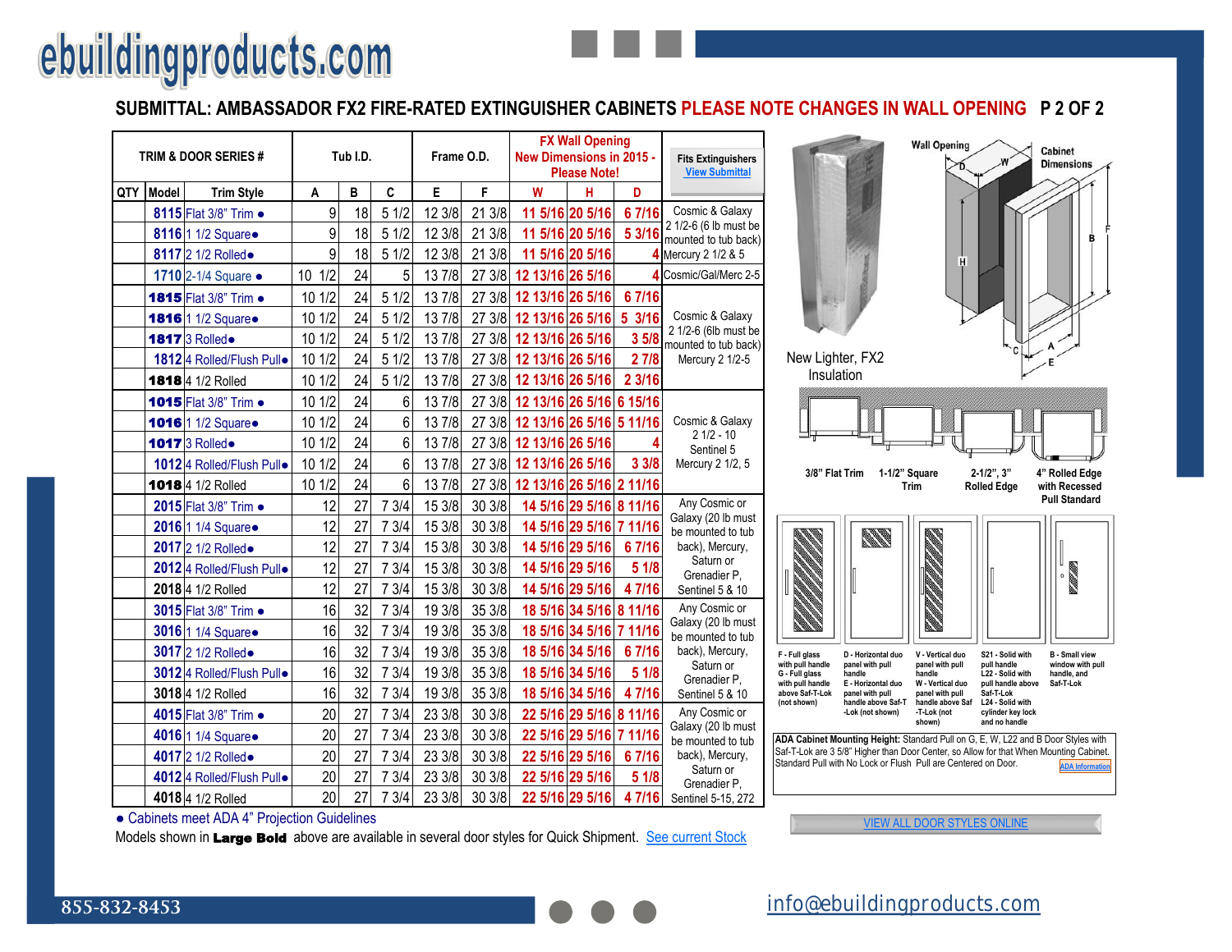ebuildingproducts.com

## SUBMITTAL: AMBASSADOR FX2 FIRE-RATED EXTINGUISHER CABINETS PLEASE NOTE CHANGES IN WALL OPENING P 2 OF 2

| TRIM & DOOR SERIES # | | | Tub I.D. | | | Frame O.D. | | FX Wall Opening New Dimensions in 2015 - Please Note! | | | Fits Extinguishers View Submittal |
|---|---|---|---|---|---|---|---|---|---|---|---|
| QTY | Model | Trim Style | A | B | C | E | F | W | H | D | |
| | **8115** | Flat 3/8" Trim ● | 9 | 18 | 5 1/2 | 12 3/8 | 21 3/8 | 11 5/16 | 20 5/16 | 6 7/16 | Cosmic & Galaxy 2 1/2-6 (6 lb must be mounted to tub back) |
| | **8116** | 1 1/2 Square● | 9 | 18 | 5 1/2 | 12 3/8 | 21 3/8 | 11 5/16 | 20 5/16 | 5 3/16 | |
| | **8117** | 2 1/2 Rolled● | 9 | 18 | 5 1/2 | 12 3/8 | 21 3/8 | 11 5/16 | 20 5/16 | 4 | Mercury 2 1/2 & 5 |
| | **1710** | 2-1/4 Square ● | 10 1/2 | 24 | 5 | 13 7/8 | 27 3/8 | 12 13/16 | 26 5/16 | 4 | Cosmic/Gal/Merc 2-5 |
| | **1815** | Flat 3/8" Trim ● | 10 1/2 | 24 | 5 1/2 | 13 7/8 | 27 3/8 | 12 13/16 | 26 5/16 | 6 7/16 | Cosmic & Galaxy 2 1/2-6 (6lb must be mounted to tub back) Mercury 2 1/2-5 |
| | **1816** | 1 1/2 Square● | 10 1/2 | 24 | 5 1/2 | 13 7/8 | 27 3/8 | 12 13/16 | 26 5/16 | 5 3/16 | |
| | **1817** | 3 Rolled● | 10 1/2 | 24 | 5 1/2 | 13 7/8 | 27 3/8 | 12 13/16 | 26 5/16 | 3 5/8 | |
| | **1812** | 4 Rolled/Flush Pull● | 10 1/2 | 24 | 5 1/2 | 13 7/8 | 27 3/8 | 12 13/16 | 26 5/16 | 2 7/8 | |
| | **1818** | 4 1/2 Rolled | 10 1/2 | 24 | 5 1/2 | 13 7/8 | 27 3/8 | 12 13/16 | 26 5/16 | 2 3/16 | |
| | **1015** | Flat 3/8" Trim ● | 10 1/2 | 24 | 6 | 13 7/8 | 27 3/8 | 12 13/16 | 26 5/16 | 6 15/16 | Cosmic & Galaxy 2 1/2 - 10 Sentinel 5 Mercury 2 1/2, 5 |
| | **1016** | 1 1/2 Square● | 10 1/2 | 24 | 6 | 13 7/8 | 27 3/8 | 12 13/16 | 26 5/16 | 5 11/16 | |
| | **1017** | 3 Rolled● | 10 1/2 | 24 | 6 | 13 7/8 | 27 3/8 | 12 13/16 | 26 5/16 | 4 | |
| | **1012** | 4 Rolled/Flush Pull● | 10 1/2 | 24 | 6 | 13 7/8 | 27 3/8 | 12 13/16 | 26 5/16 | 3 3/8 | |
| | **1018** | 4 1/2 Rolled | 10 1/2 | 24 | 6 | 13 7/8 | 27 3/8 | 12 13/16 | 26 5/16 | 2 11/16 | |
| | **2015** | Flat 3/8" Trim ● | 12 | 27 | 7 3/4 | 15 3/8 | 30 3/8 | 14 5/16 | 29 5/16 | 8 11/16 | Any Cosmic or Galaxy (20 lb must be mounted to tub back), Mercury, Saturn or Grenadier P, Sentinel 5 & 10 |
| | **2016** | 1 1/4 Square● | 12 | 27 | 7 3/4 | 15 3/8 | 30 3/8 | 14 5/16 | 29 5/16 | 7 11/16 | |
| | **2017** | 2 1/2 Rolled● | 12 | 27 | 7 3/4 | 15 3/8 | 30 3/8 | 14 5/16 | 29 5/16 | 6 7/16 | |
| | **2012** | 4 Rolled/Flush Pull● | 12 | 27 | 7 3/4 | 15 3/8 | 30 3/8 | 14 5/16 | 29 5/16 | 5 1/8 | |
| | **2018** | 4 1/2 Rolled | 12 | 27 | 7 3/4 | 15 3/8 | 30 3/8 | 14 5/16 | 29 5/16 | 4 7/16 | |
| | **3015** | Flat 3/8" Trim ● | 16 | 32 | 7 3/4 | 19 3/8 | 35 3/8 | 18 5/16 | 34 5/16 | 8 11/16 | Any Cosmic or Galaxy (20 lb must be mounted to tub back), Mercury, Saturn or Grenadier P, Sentinel 5 & 10 |
| | **3016** | 1 1/4 Square● | 16 | 32 | 7 3/4 | 19 3/8 | 35 3/8 | 18 5/16 | 34 5/16 | 7 11/16 | |
| | **3017** | 2 1/2 Rolled● | 16 | 32 | 7 3/4 | 19 3/8 | 35 3/8 | 18 5/16 | 34 5/16 | 6 7/16 | |
| | **3012** | 4 Rolled/Flush Pull● | 16 | 32 | 7 3/4 | 19 3/8 | 35 3/8 | 18 5/16 | 34 5/16 | 5 1/8 | |
| | **3018** | 4 1/2 Rolled | 16 | 32 | 7 3/4 | 19 3/8 | 35 3/8 | 18 5/16 | 34 5/16 | 4 7/16 | |
| | **4015** | Flat 3/8" Trim ● | 20 | 27 | 7 3/4 | 23 3/8 | 30 3/8 | 22 5/16 | 29 5/16 | 8 11/16 | Any Cosmic or Galaxy (20 lb must be mounted to tub back), Mercury, Saturn or Grenadier P, Sentinel 5-15, 272 |
| | **4016** | 1 1/4 Square● | 20 | 27 | 7 3/4 | 23 3/8 | 30 3/8 | 22 5/16 | 29 5/16 | 7 11/16 | |
| | **4017** | 2 1/2 Rolled● | 20 | 27 | 7 3/4 | 23 3/8 | 30 3/8 | 22 5/16 | 29 5/16 | 6 7/16 | |
| | **4012** | 4 Rolled/Flush Pull● | 20 | 27 | 7 3/4 | 23 3/8 | 30 3/8 | 22 5/16 | 29 5/16 | 5 1/8 | |
| | **4018** | 4 1/2 Rolled | 20 | 27 | 7 3/4 | 23 3/8 | 30 3/8 | 22 5/16 | 29 5/16 | 4 7/16 | |

● Cabinets meet ADA 4" Projection Guidelines

Models shown in **Large Bold** above are available in several door styles for Quick Shipment. See current Stock

New Lighter, FX2 Insulation

Wall Opening

Cabinet Dimensions

D W F B H C A E

3/8" Flat Trim

1-1/2" Square Trim

2-1/2", 3" Rolled Edge

4" Rolled Edge with Recessed Pull Standard

F - Full glass with pull handle
G - Full glass with pull handle above Saf-T-Lok (not shown)

D - Horizontal duo panel with pull handle
E - Horizontal duo panel with pull handle above Saf-T-Lok (not shown)

V - Vertical duo panel with pull handle
W - Vertical duo panel with pull handle above Saf-T-Lok (not shown)

S21 - Solid with pull handle
L22 - Solid with pull handle above Saf-T-Lok
L24 - Solid with cylinder key lock and no handle

B - Small view window with pull handle, and Saf-T-Lok

**ADA Cabinet Mounting Height:** Standard Pull on G, E, W, L22 and B Door Styles with Saf-T-Lok are 3 5/8" Higher than Door Center, so Allow for that When Mounting Cabinet. Standard Pull with No Lock or Flush Pull are Centered on Door. ADA Information

VIEW ALL DOOR STYLES ONLINE

855-832-8453

info@ebuildingproducts.com